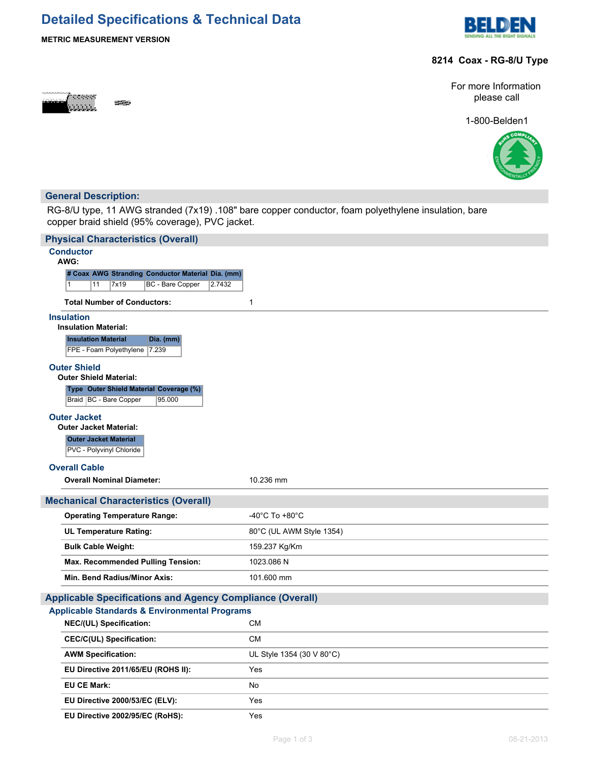# Detailed Specifications & Technical Data

**METRIC MEASUREMENT VERSION**

**8214 Coax - RG-8/U Type**

For more Information please call

1-800-Belden1

## General Description:

RG-8/U type, 11 AWG stranded (7x19) .108" bare copper conductor, foam polyethylene insulation, bare copper braid shield (95% coverage), PVC jacket.

## Physical Characteristics (Overall)

### Conductor

**AWG:**

| # Coax | AWG | Stranding | Conductor Material | Dia. (mm) |
|---|---|---|---|---|
| 1 | 11 | 7x19 | BC - Bare Copper | 2.7432 |

**Total Number of Conductors:** 1

### Insulation

**Insulation Material:**

| Insulation Material | Dia. (mm) |
|---|---|
| FPE - Foam Polyethylene | 7.239 |

### Outer Shield

**Outer Shield Material:**

| Type | Outer Shield Material | Coverage (%) |
|---|---|---|
| Braid | BC - Bare Copper | 95.000 |

### Outer Jacket

**Outer Jacket Material:**

| Outer Jacket Material |
|---|
| PVC - Polyvinyl Chloride |

### Overall Cable

| | |
|---|---|
| **Overall Nominal Diameter:** | 10.236 mm |

## Mechanical Characteristics (Overall)

| | |
|---|---|
| **Operating Temperature Range:** | -40°C To +80°C |
| **UL Temperature Rating:** | 80°C (UL AWM Style 1354) |
| **Bulk Cable Weight:** | 159.237 Kg/Km |
| **Max. Recommended Pulling Tension:** | 1023.086 N |
| **Min. Bend Radius/Minor Axis:** | 101.600 mm |

## Applicable Specifications and Agency Compliance (Overall)

### Applicable Standards & Environmental Programs

| | |
|---|---|
| **NEC/(UL) Specification:** | CM |
| **CEC/C(UL) Specification:** | CM |
| **AWM Specification:** | UL Style 1354 (30 V 80°C) |
| **EU Directive 2011/65/EU (ROHS II):** | Yes |
| **EU CE Mark:** | No |
| **EU Directive 2000/53/EC (ELV):** | Yes |
| **EU Directive 2002/95/EC (RoHS):** | Yes |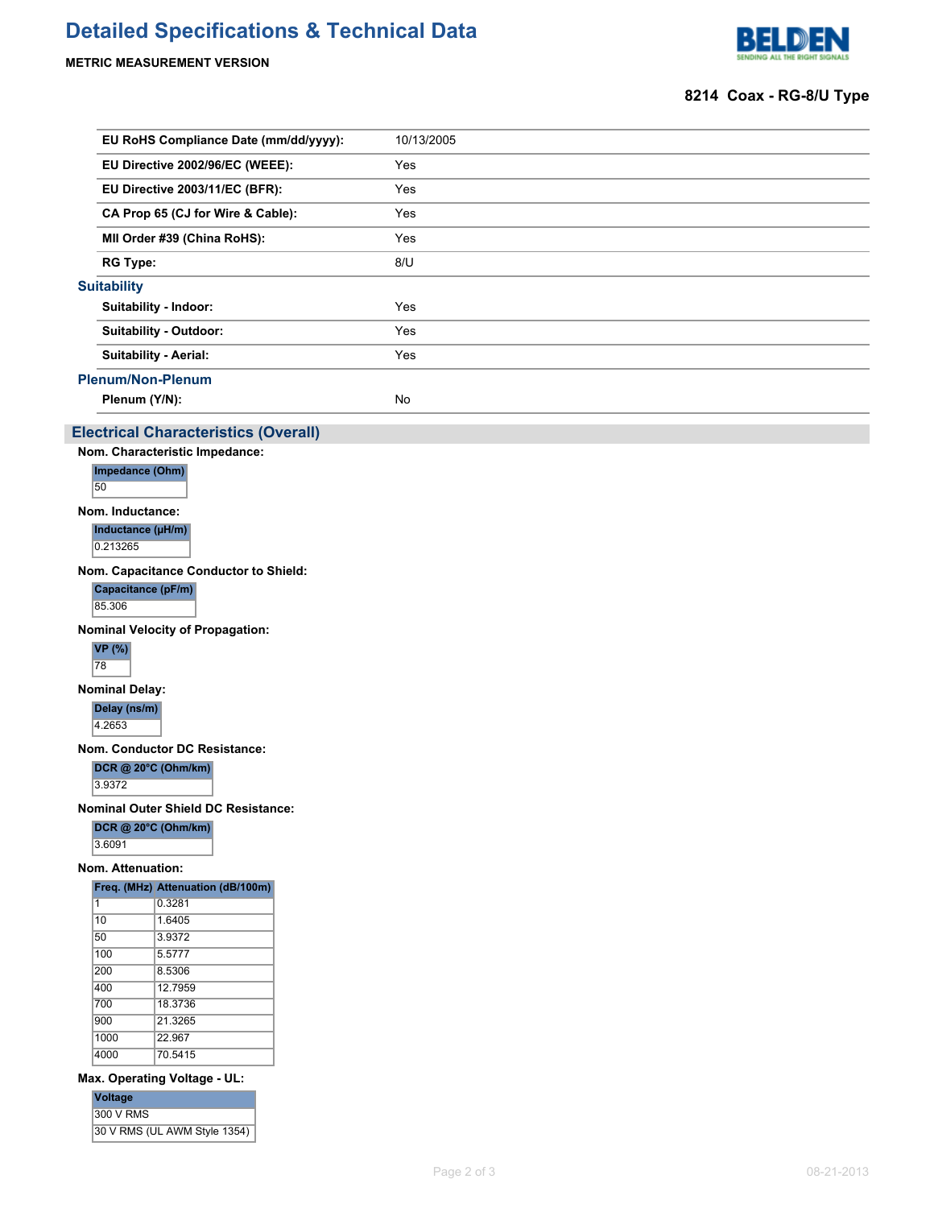# Detailed Specifications & Technical Data

**METRIC MEASUREMENT VERSION**

**8214 Coax - RG-8/U Type**

| | |
|---|---|
| **EU RoHS Compliance Date (mm/dd/yyyy):** | 10/13/2005 |
| **EU Directive 2002/96/EC (WEEE):** | Yes |
| **EU Directive 2003/11/EC (BFR):** | Yes |
| **CA Prop 65 (CJ for Wire & Cable):** | Yes |
| **MII Order #39 (China RoHS):** | Yes |
| **RG Type:** | 8/U |

### Suitability

| | |
|---|---|
| **Suitability - Indoor:** | Yes |
| **Suitability - Outdoor:** | Yes |
| **Suitability - Aerial:** | Yes |

### Plenum/Non-Plenum

| | |
|---|---|
| **Plenum (Y/N):** | No |

## Electrical Characteristics (Overall)

**Nom. Characteristic Impedance:**

| Impedance (Ohm) |
|---|
| 50 |

**Nom. Inductance:**

| Inductance (µH/m) |
|---|
| 0.213265 |

**Nom. Capacitance Conductor to Shield:**

| Capacitance (pF/m) |
|---|
| 85.306 |

**Nominal Velocity of Propagation:**

| VP (%) |
|---|
| 78 |

**Nominal Delay:**

| Delay (ns/m) |
|---|
| 4.2653 |

**Nom. Conductor DC Resistance:**

| DCR @ 20°C (Ohm/km) |
|---|
| 3.9372 |

**Nominal Outer Shield DC Resistance:**

| DCR @ 20°C (Ohm/km) |
|---|
| 3.6091 |

**Nom. Attenuation:**

| Freq. (MHz) | Attenuation (dB/100m) |
|---|---|
| 1 | 0.3281 |
| 10 | 1.6405 |
| 50 | 3.9372 |
| 100 | 5.5777 |
| 200 | 8.5306 |
| 400 | 12.7959 |
| 700 | 18.3736 |
| 900 | 21.3265 |
| 1000 | 22.967 |
| 4000 | 70.5415 |

**Max. Operating Voltage - UL:**

| Voltage |
|---|
| 300 V RMS |
| 30 V RMS (UL AWM Style 1354) |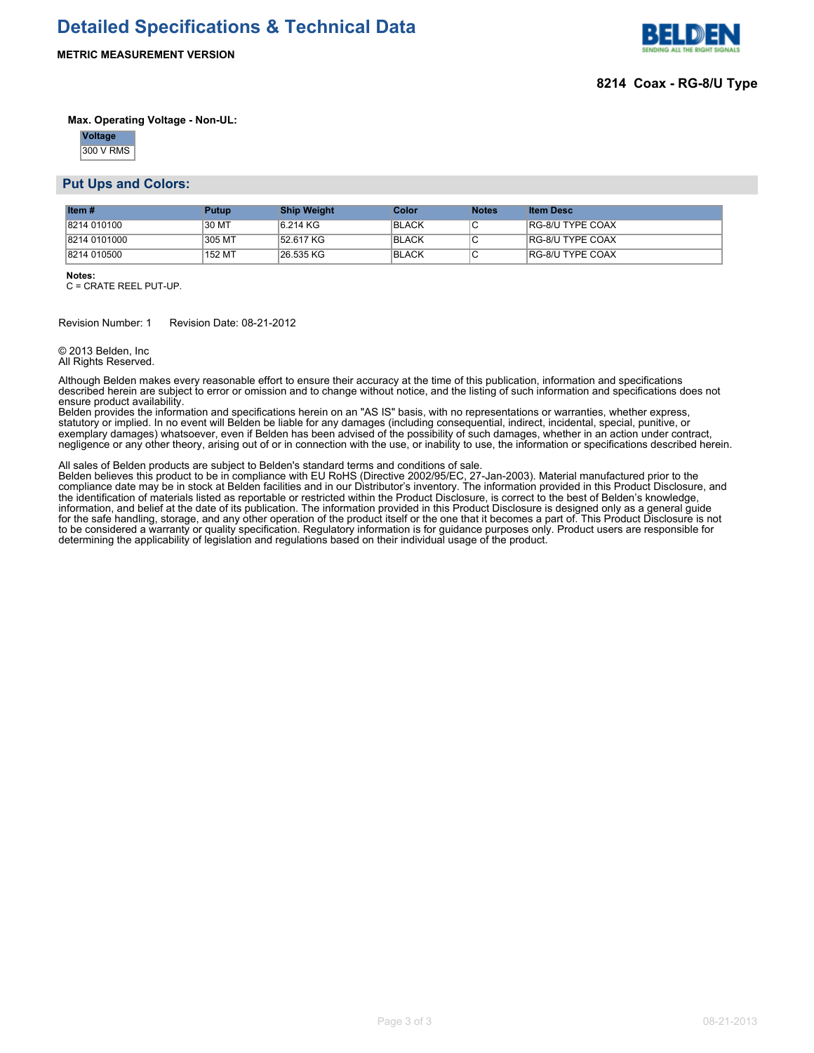**Max. Operating Voltage - Non-UL:**

| Voltage |
|---|
| 300 V RMS |

## Put Ups and Colors:

| Item # | Putup | Ship Weight | Color | Notes | Item Desc |
|---|---|---|---|---|---|
| 8214 010100 | 30 MT | 6.214 KG | BLACK | C | RG-8/U TYPE COAX |
| 8214 0101000 | 305 MT | 52.617 KG | BLACK | C | RG-8/U TYPE COAX |
| 8214 010500 | 152 MT | 26.535 KG | BLACK | C | RG-8/U TYPE COAX |

**Notes:**
C = CRATE REEL PUT-UP.

Revision Number: 1 Revision Date: 08-21-2012

© 2013 Belden, Inc
All Rights Reserved.

Although Belden makes every reasonable effort to ensure their accuracy at the time of this publication, information and specifications described herein are subject to error or omission and to change without notice, and the listing of such information and specifications does not ensure product availability.
Belden provides the information and specifications herein on an "AS IS" basis, with no representations or warranties, whether express, statutory or implied. In no event will Belden be liable for any damages (including consequential, indirect, incidental, special, punitive, or exemplary damages) whatsoever, even if Belden has been advised of the possibility of such damages, whether in an action under contract, negligence or any other theory, arising out of or in connection with the use, or inability to use, the information or specifications described herein.

All sales of Belden products are subject to Belden's standard terms and conditions of sale.
Belden believes this product to be in compliance with EU RoHS (Directive 2002/95/EC, 27-Jan-2003). Material manufactured prior to the compliance date may be in stock at Belden facilities and in our Distributor's inventory. The information provided in this Product Disclosure, and the identification of materials listed as reportable or restricted within the Product Disclosure, is correct to the best of Belden's knowledge, information, and belief at the date of its publication. The information provided in this Product Disclosure is designed only as a general guide for the safe handling, storage, and any other operation of the product itself or the one that it becomes a part of. This Product Disclosure is not to be considered a warranty or quality specification. Regulatory information is for guidance purposes only. Product users are responsible for determining the applicability of legislation and regulations based on their individual usage of the product.